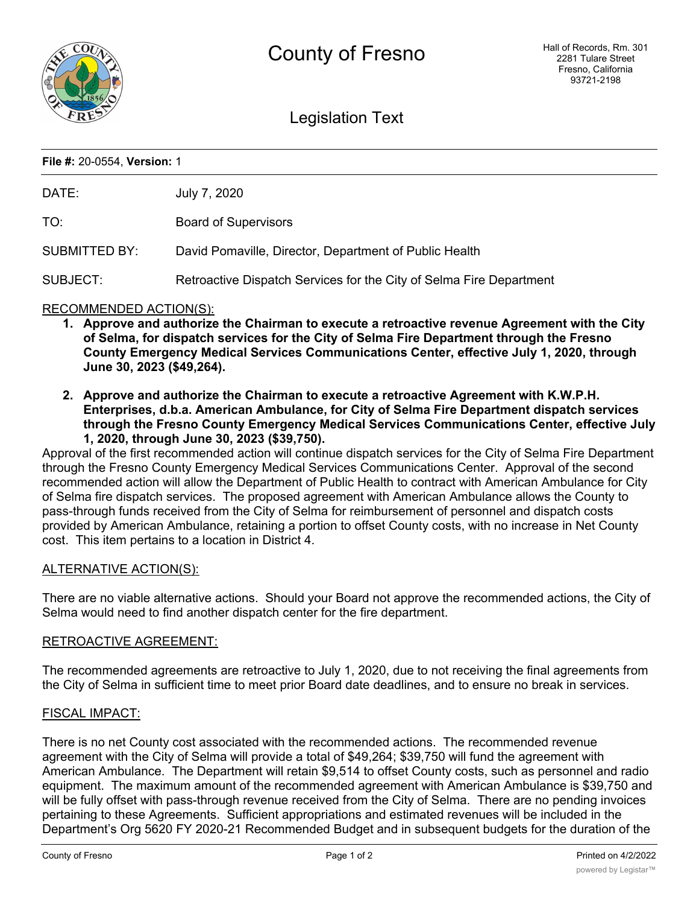# County of Fresno

Hall of Records, Rm. 301
2281 Tulare Street
Fresno, California
93721-2198

## Legislation Text

**File #:** 20-0554, **Version:** 1

| | |
|---|---|
| DATE: | July 7, 2020 |
| TO: | Board of Supervisors |
| SUBMITTED BY: | David Pomaville, Director, Department of Public Health |
| SUBJECT: | Retroactive Dispatch Services for the City of Selma Fire Department |

RECOMMENDED ACTION(S):

1. **Approve and authorize the Chairman to execute a retroactive revenue Agreement with the City of Selma, for dispatch services for the City of Selma Fire Department through the Fresno County Emergency Medical Services Communications Center, effective July 1, 2020, through June 30, 2023 ($49,264).**
2. **Approve and authorize the Chairman to execute a retroactive Agreement with K.W.P.H. Enterprises, d.b.a. American Ambulance, for City of Selma Fire Department dispatch services through the Fresno County Emergency Medical Services Communications Center, effective July 1, 2020, through June 30, 2023 ($39,750).**

Approval of the first recommended action will continue dispatch services for the City of Selma Fire Department through the Fresno County Emergency Medical Services Communications Center. Approval of the second recommended action will allow the Department of Public Health to contract with American Ambulance for City of Selma fire dispatch services. The proposed agreement with American Ambulance allows the County to pass-through funds received from the City of Selma for reimbursement of personnel and dispatch costs provided by American Ambulance, retaining a portion to offset County costs, with no increase in Net County cost. This item pertains to a location in District 4.

ALTERNATIVE ACTION(S):

There are no viable alternative actions. Should your Board not approve the recommended actions, the City of Selma would need to find another dispatch center for the fire department.

RETROACTIVE AGREEMENT:

The recommended agreements are retroactive to July 1, 2020, due to not receiving the final agreements from the City of Selma in sufficient time to meet prior Board date deadlines, and to ensure no break in services.

FISCAL IMPACT:

There is no net County cost associated with the recommended actions. The recommended revenue agreement with the City of Selma will provide a total of $49,264; $39,750 will fund the agreement with American Ambulance. The Department will retain $9,514 to offset County costs, such as personnel and radio equipment. The maximum amount of the recommended agreement with American Ambulance is $39,750 and will be fully offset with pass-through revenue received from the City of Selma. There are no pending invoices pertaining to these Agreements. Sufficient appropriations and estimated revenues will be included in the Department's Org 5620 FY 2020-21 Recommended Budget and in subsequent budgets for the duration of the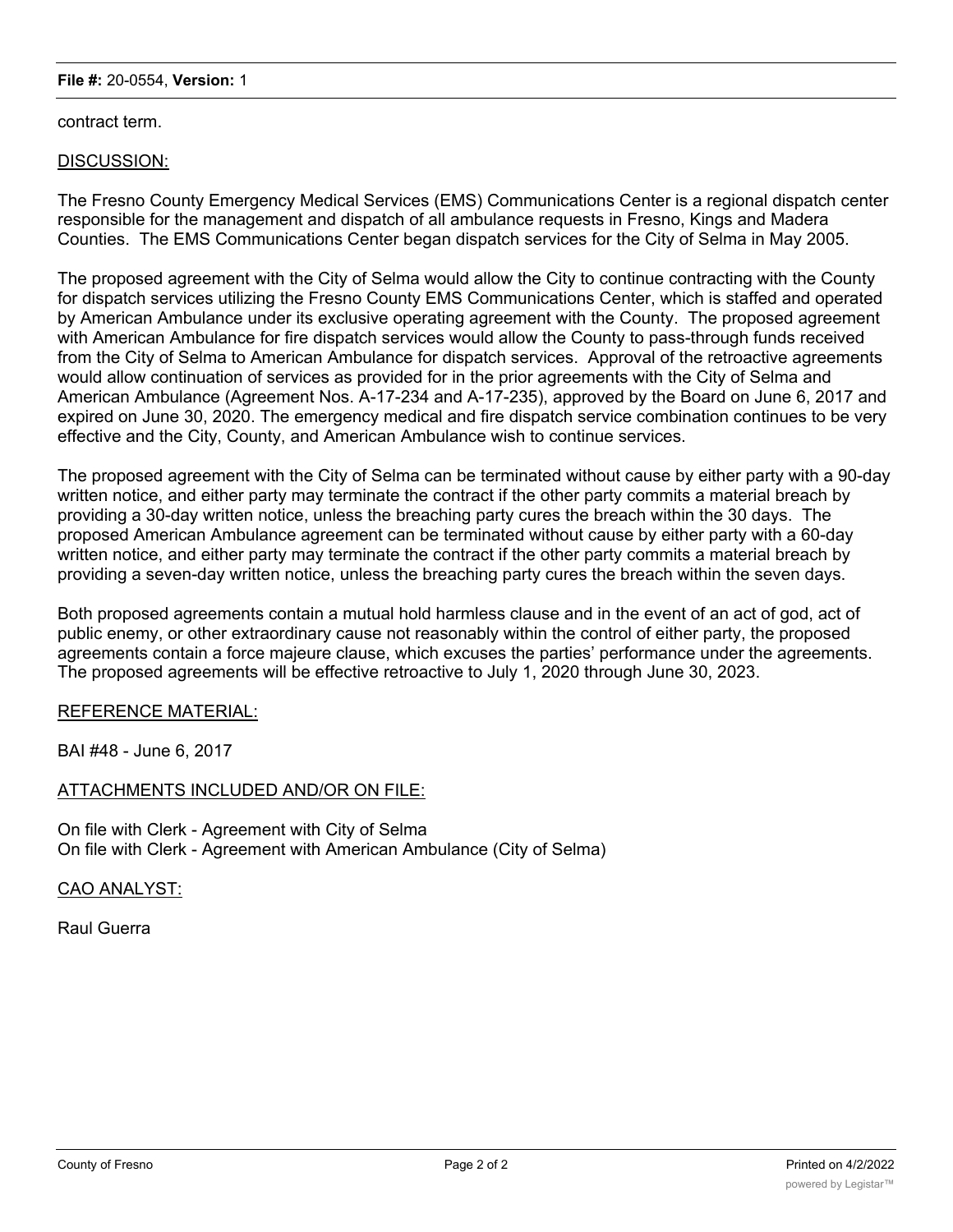contract term.

DISCUSSION:

The Fresno County Emergency Medical Services (EMS) Communications Center is a regional dispatch center responsible for the management and dispatch of all ambulance requests in Fresno, Kings and Madera Counties. The EMS Communications Center began dispatch services for the City of Selma in May 2005.

The proposed agreement with the City of Selma would allow the City to continue contracting with the County for dispatch services utilizing the Fresno County EMS Communications Center, which is staffed and operated by American Ambulance under its exclusive operating agreement with the County. The proposed agreement with American Ambulance for fire dispatch services would allow the County to pass-through funds received from the City of Selma to American Ambulance for dispatch services. Approval of the retroactive agreements would allow continuation of services as provided for in the prior agreements with the City of Selma and American Ambulance (Agreement Nos. A-17-234 and A-17-235), approved by the Board on June 6, 2017 and expired on June 30, 2020. The emergency medical and fire dispatch service combination continues to be very effective and the City, County, and American Ambulance wish to continue services.

The proposed agreement with the City of Selma can be terminated without cause by either party with a 90-day written notice, and either party may terminate the contract if the other party commits a material breach by providing a 30-day written notice, unless the breaching party cures the breach within the 30 days. The proposed American Ambulance agreement can be terminated without cause by either party with a 60-day written notice, and either party may terminate the contract if the other party commits a material breach by providing a seven-day written notice, unless the breaching party cures the breach within the seven days.

Both proposed agreements contain a mutual hold harmless clause and in the event of an act of god, act of public enemy, or other extraordinary cause not reasonably within the control of either party, the proposed agreements contain a force majeure clause, which excuses the parties' performance under the agreements. The proposed agreements will be effective retroactive to July 1, 2020 through June 30, 2023.

REFERENCE MATERIAL:

BAI #48 - June 6, 2017

ATTACHMENTS INCLUDED AND/OR ON FILE:

On file with Clerk - Agreement with City of Selma
On file with Clerk - Agreement with American Ambulance (City of Selma)

CAO ANALYST:

Raul Guerra